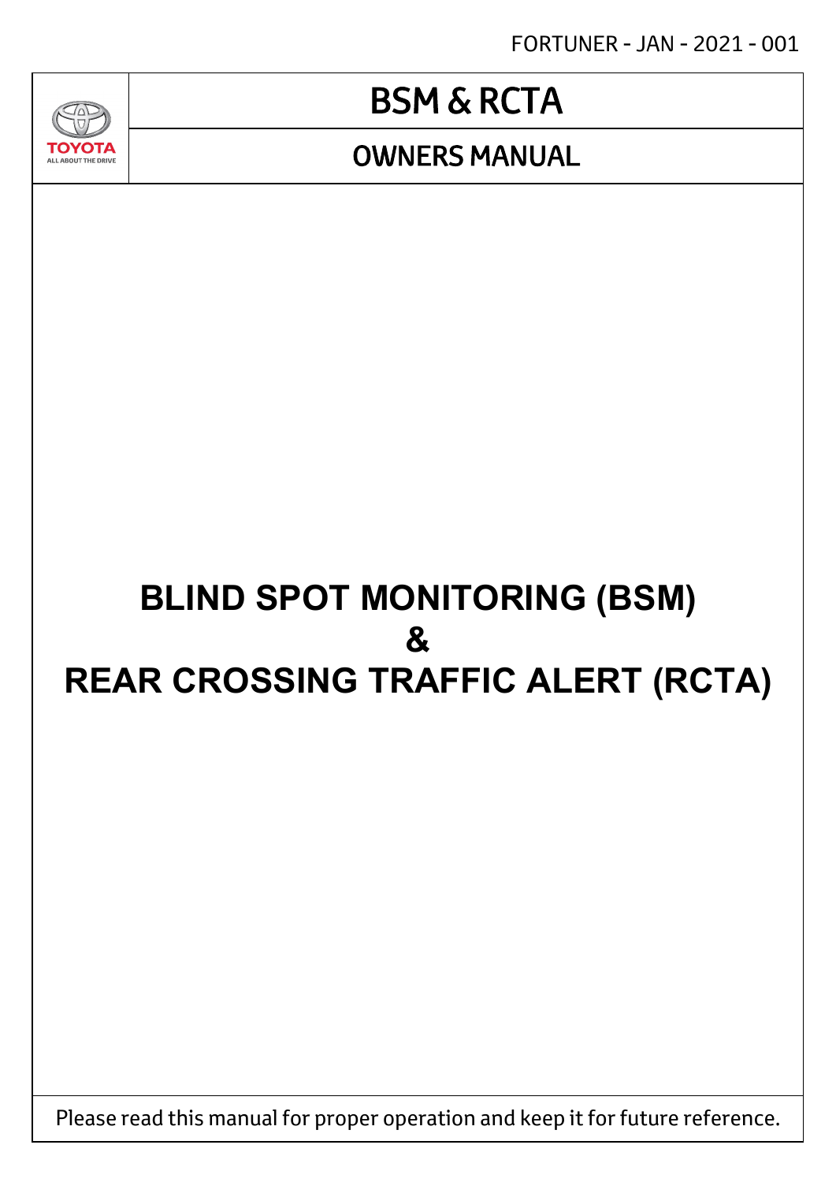FORTUNER - JAN - 2021 - 001

TOYOTA
ALL ABOUT THE DRIVE

# BSM & RCTA

## OWNERS MANUAL

# BLIND SPOT MONITORING (BSM)
# &
# REAR CROSSING TRAFFIC ALERT (RCTA)

Please read this manual for proper operation and keep it for future reference.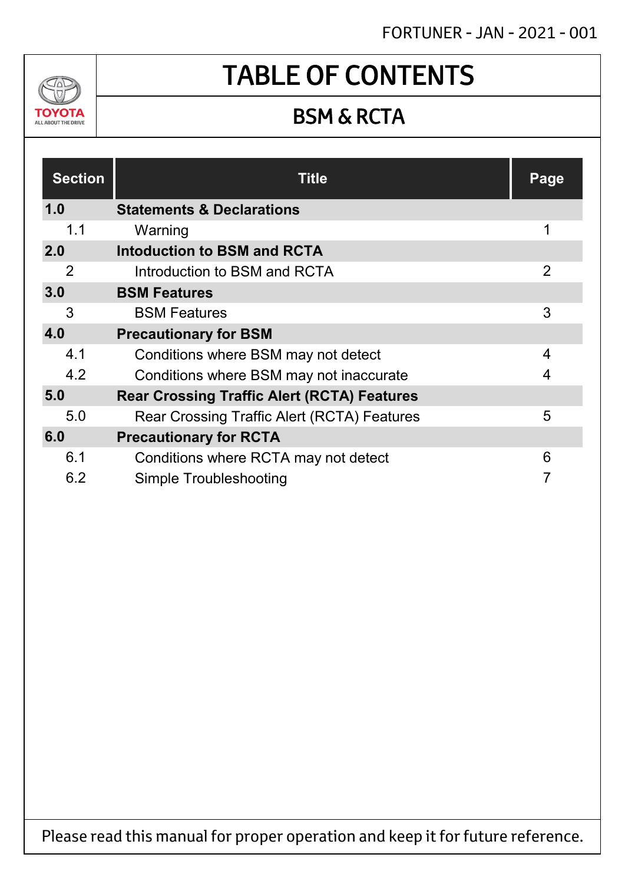FORTUNER - JAN - 2021 - 001

TOYOTA
ALL ABOUT THE DRIVE

# TABLE OF CONTENTS

## BSM & RCTA

| Section | Title | Page |
|---|---|---|
| **1.0** | **Statements & Declarations** | |
| 1.1 | Warning | 1 |
| **2.0** | **Intoduction to BSM and RCTA** | |
| 2 | Introduction to BSM and RCTA | 2 |
| **3.0** | **BSM Features** | |
| 3 | BSM Features | 3 |
| **4.0** | **Precautionary for BSM** | |
| 4.1 | Conditions where BSM may not detect | 4 |
| 4.2 | Conditions where BSM may not inaccurate | 4 |
| **5.0** | **Rear Crossing Traffic Alert (RCTA) Features** | |
| 5.0 | Rear Crossing Traffic Alert (RCTA) Features | 5 |
| **6.0** | **Precautionary for RCTA** | |
| 6.1 | Conditions where RCTA may not detect | 6 |
| 6.2 | Simple Troubleshooting | 7 |

Please read this manual for proper operation and keep it for future reference.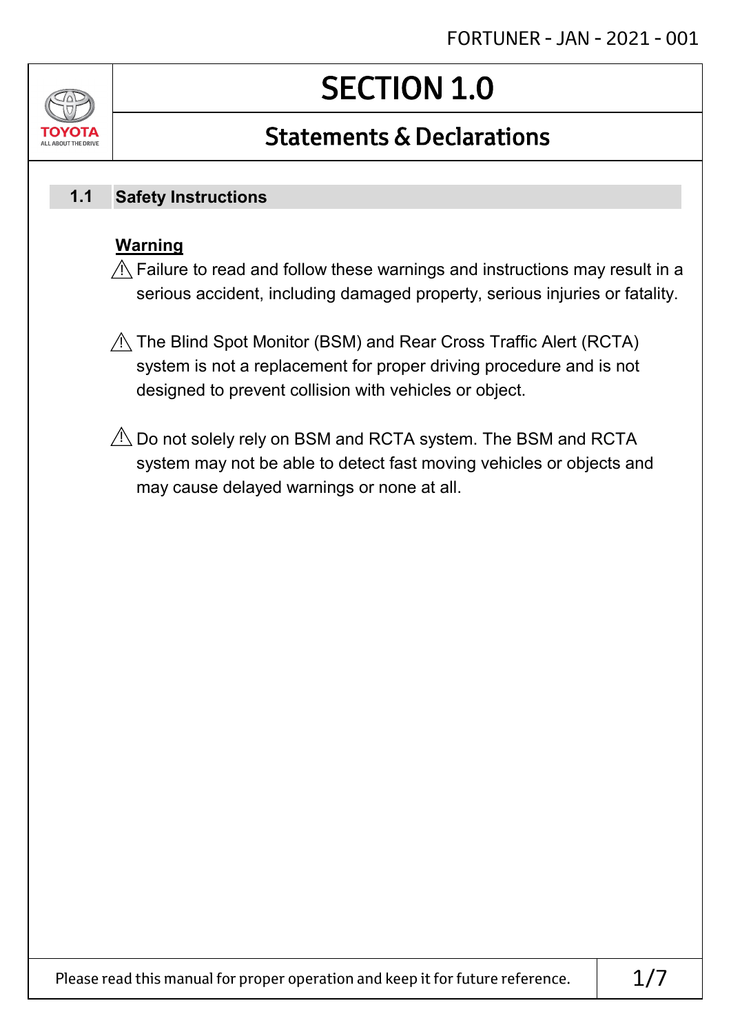# SECTION 1.0

## Statements & Declarations

### 1.1 Safety Instructions

**Warning**

⚠ Failure to read and follow these warnings and instructions may result in a serious accident, including damaged property, serious injuries or fatality.

⚠ The Blind Spot Monitor (BSM) and Rear Cross Traffic Alert (RCTA) system is not a replacement for proper driving procedure and is not designed to prevent collision with vehicles or object.

⚠ Do not solely rely on BSM and RCTA system. The BSM and RCTA system may not be able to detect fast moving vehicles or objects and may cause delayed warnings or none at all.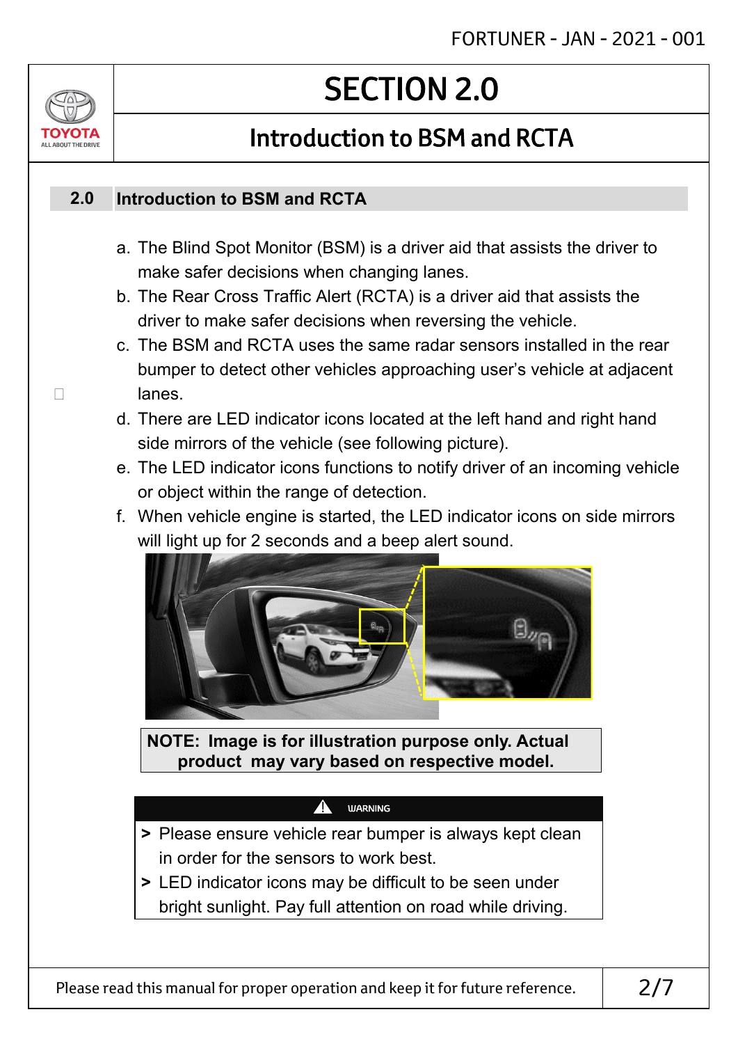# SECTION 2.0

## Introduction to BSM and RCTA

### 2.0 Introduction to BSM and RCTA

a. The Blind Spot Monitor (BSM) is a driver aid that assists the driver to make safer decisions when changing lanes.

b. The Rear Cross Traffic Alert (RCTA) is a driver aid that assists the driver to make safer decisions when reversing the vehicle.

c. The BSM and RCTA uses the same radar sensors installed in the rear bumper to detect other vehicles approaching user's vehicle at adjacent lanes.

d. There are LED indicator icons located at the left hand and right hand side mirrors of the vehicle (see following picture).

e. The LED indicator icons functions to notify driver of an incoming vehicle or object within the range of detection.

f. When vehicle engine is started, the LED indicator icons on side mirrors will light up for 2 seconds and a beep alert sound.

**NOTE: Image is for illustration purpose only. Actual product may vary based on respective model.**

**WARNING**

- Please ensure vehicle rear bumper is always kept clean in order for the sensors to work best.
- LED indicator icons may be difficult to be seen under bright sunlight. Pay full attention on road while driving.

Please read this manual for proper operation and keep it for future reference.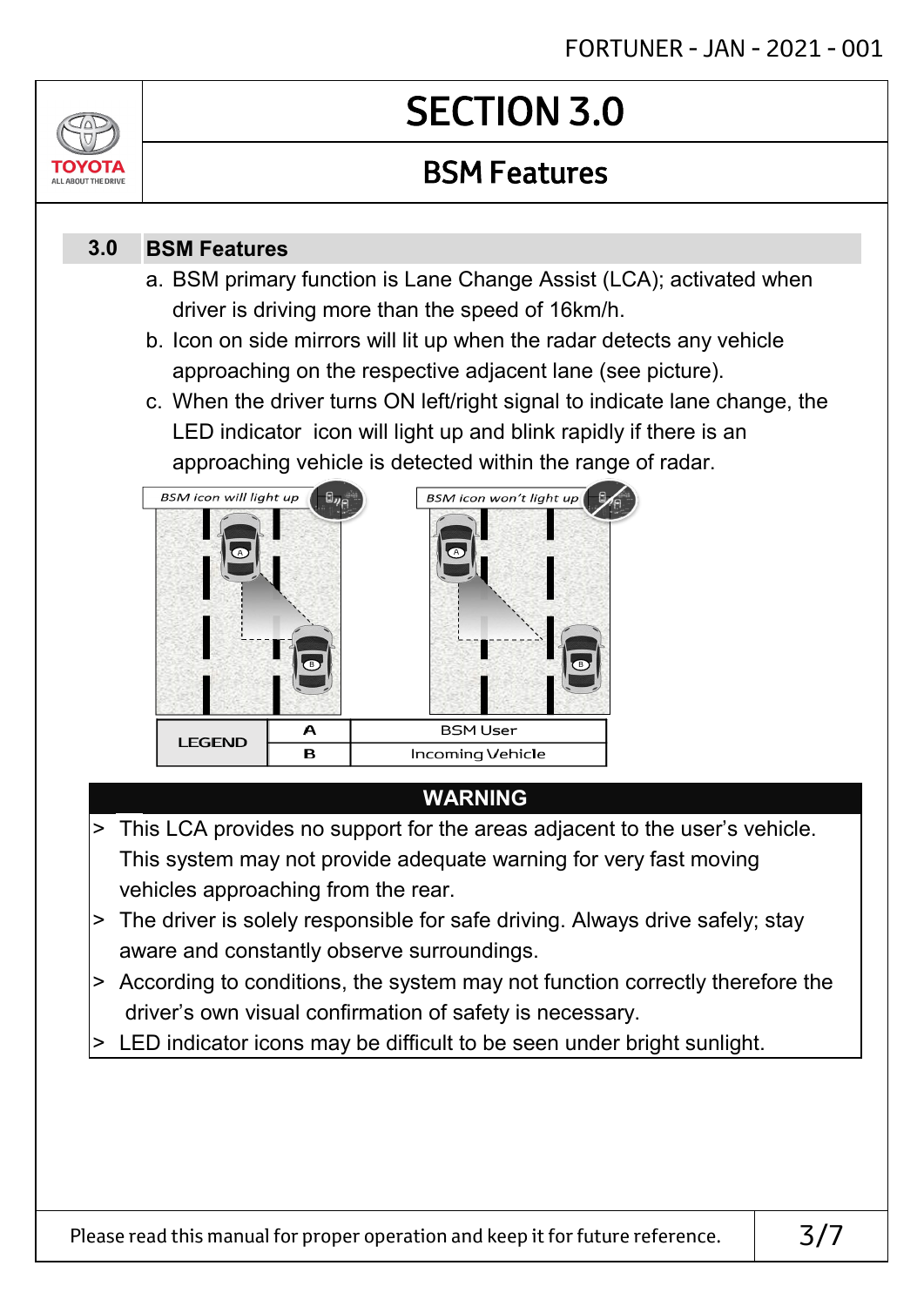# SECTION 3.0

## BSM Features

### 3.0 BSM Features

a. BSM primary function is Lane Change Assist (LCA); activated when driver is driving more than the speed of 16km/h.
b. Icon on side mirrors will lit up when the radar detects any vehicle approaching on the respective adjacent lane (see picture).
c. When the driver turns ON left/right signal to indicate lane change, the LED indicator icon will light up and blink rapidly if there is an approaching vehicle is detected within the range of radar.

*BSM icon will light up*

*BSM icon won't light up*

| LEGEND | A | BSM User |
|---|---|---|
| | B | Incoming Vehicle |

**WARNING**

> This LCA provides no support for the areas adjacent to the user's vehicle. This system may not provide adequate warning for very fast moving vehicles approaching from the rear.

> The driver is solely responsible for safe driving. Always drive safely; stay aware and constantly observe surroundings.

> According to conditions, the system may not function correctly therefore the driver's own visual confirmation of safety is necessary.

> LED indicator icons may be difficult to be seen under bright sunlight.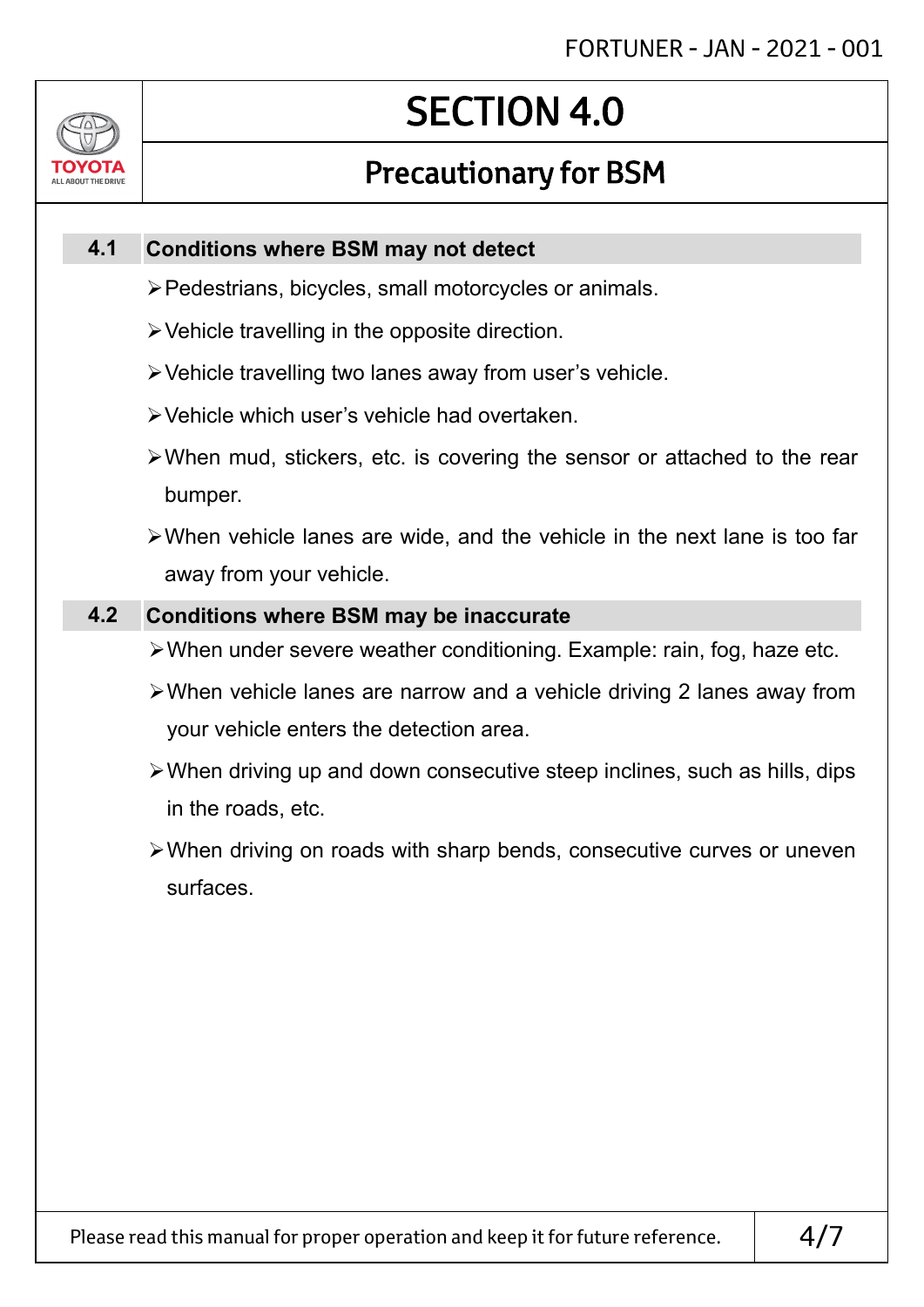# SECTION 4.0

## Precautionary for BSM

### 4.1 Conditions where BSM may not detect

- Pedestrians, bicycles, small motorcycles or animals.
- Vehicle travelling in the opposite direction.
- Vehicle travelling two lanes away from user's vehicle.
- Vehicle which user's vehicle had overtaken.
- When mud, stickers, etc. is covering the sensor or attached to the rear bumper.
- When vehicle lanes are wide, and the vehicle in the next lane is too far away from your vehicle.

### 4.2 Conditions where BSM may be inaccurate

- When under severe weather conditioning. Example: rain, fog, haze etc.
- When vehicle lanes are narrow and a vehicle driving 2 lanes away from your vehicle enters the detection area.
- When driving up and down consecutive steep inclines, such as hills, dips in the roads, etc.
- When driving on roads with sharp bends, consecutive curves or uneven surfaces.

Please read this manual for proper operation and keep it for future reference.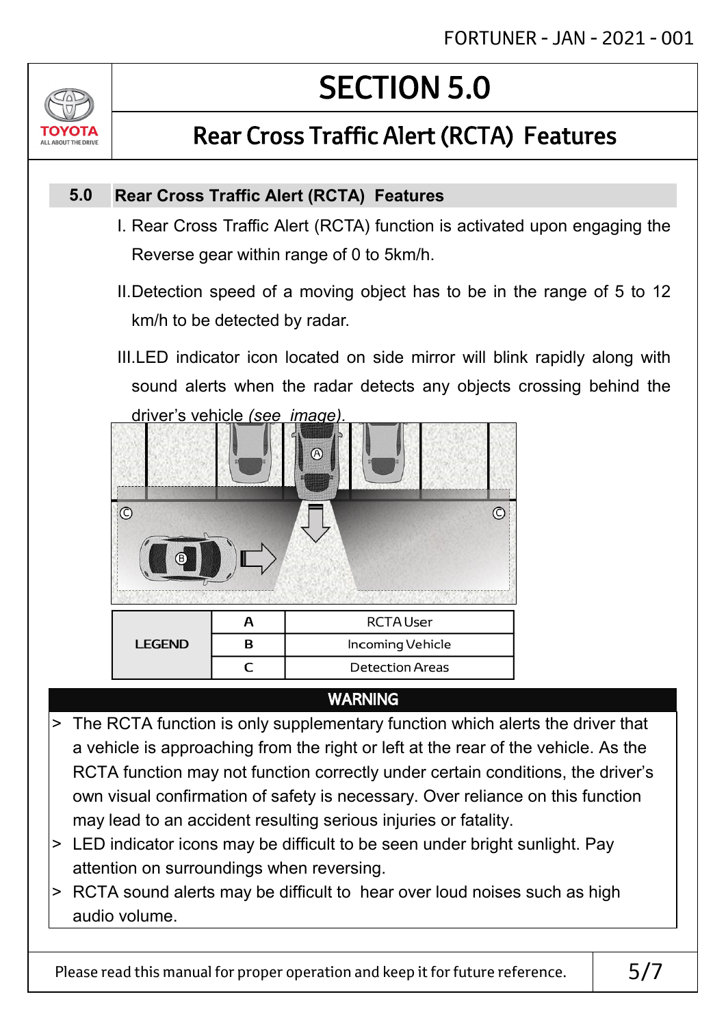# SECTION 5.0

## Rear Cross Traffic Alert (RCTA) Features

### 5.0 Rear Cross Traffic Alert (RCTA) Features

I. Rear Cross Traffic Alert (RCTA) function is activated upon engaging the Reverse gear within range of 0 to 5km/h.

II. Detection speed of a moving object has to be in the range of 5 to 12 km/h to be detected by radar.

III. LED indicator icon located on side mirror will blink rapidly along with sound alerts when the radar detects any objects crossing behind the driver's vehicle *(see image).*

| LEGEND | | |
|---|---|---|
| | A | RCTA User |
| | B | Incoming Vehicle |
| | C | Detection Areas |

**WARNING**

> The RCTA function is only supplementary function which alerts the driver that a vehicle is approaching from the right or left at the rear of the vehicle. As the RCTA function may not function correctly under certain conditions, the driver's own visual confirmation of safety is necessary. Over reliance on this function may lead to an accident resulting serious injuries or fatality.

> LED indicator icons may be difficult to be seen under bright sunlight. Pay attention on surroundings when reversing.

> RCTA sound alerts may be difficult to hear over loud noises such as high audio volume.

Please read this manual for proper operation and keep it for future reference.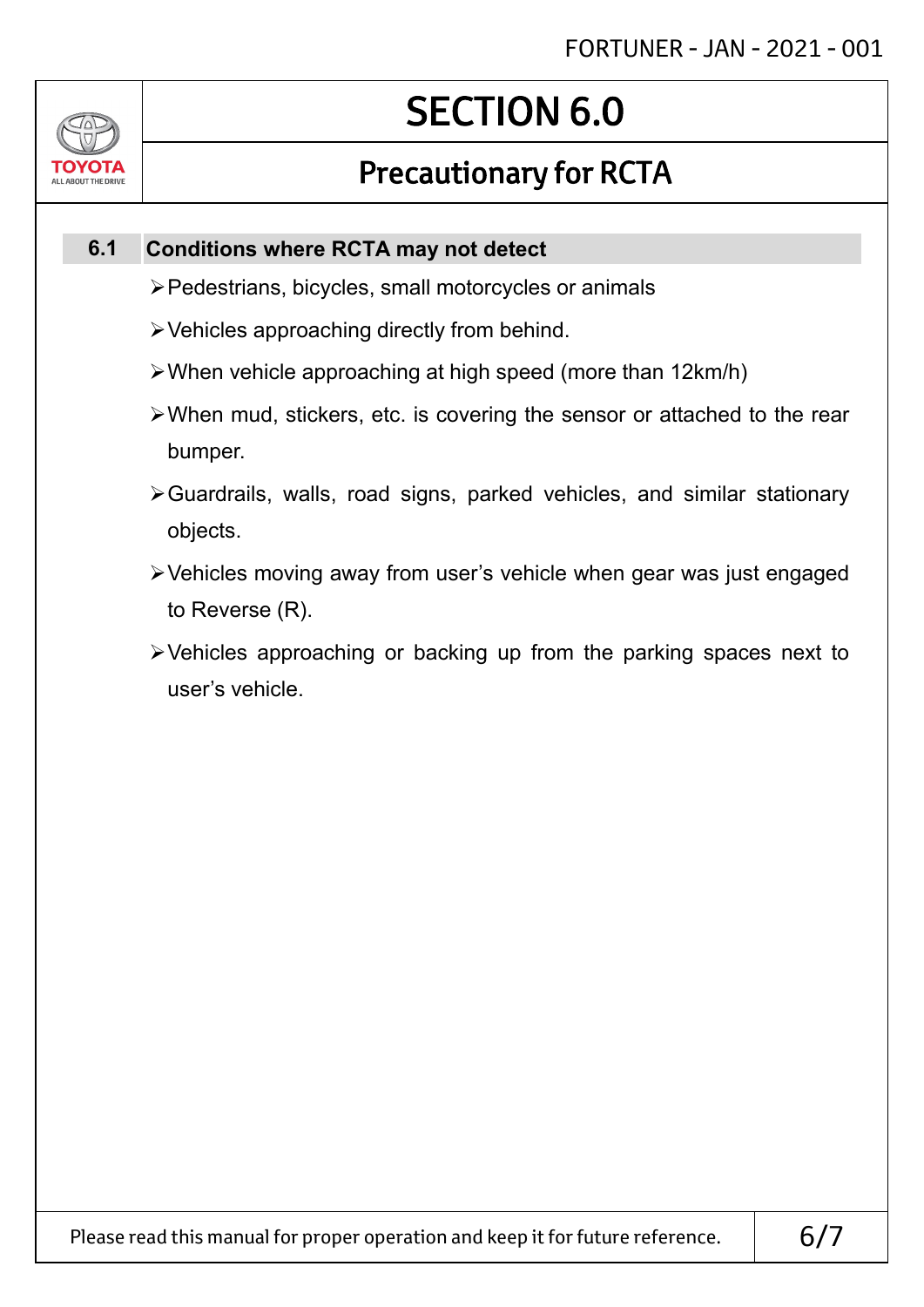# SECTION 6.0

## Precautionary for RCTA

### 6.1 Conditions where RCTA may not detect

- Pedestrians, bicycles, small motorcycles or animals
- Vehicles approaching directly from behind.
- When vehicle approaching at high speed (more than 12km/h)
- When mud, stickers, etc. is covering the sensor or attached to the rear bumper.
- Guardrails, walls, road signs, parked vehicles, and similar stationary objects.
- Vehicles moving away from user's vehicle when gear was just engaged to Reverse (R).
- Vehicles approaching or backing up from the parking spaces next to user's vehicle.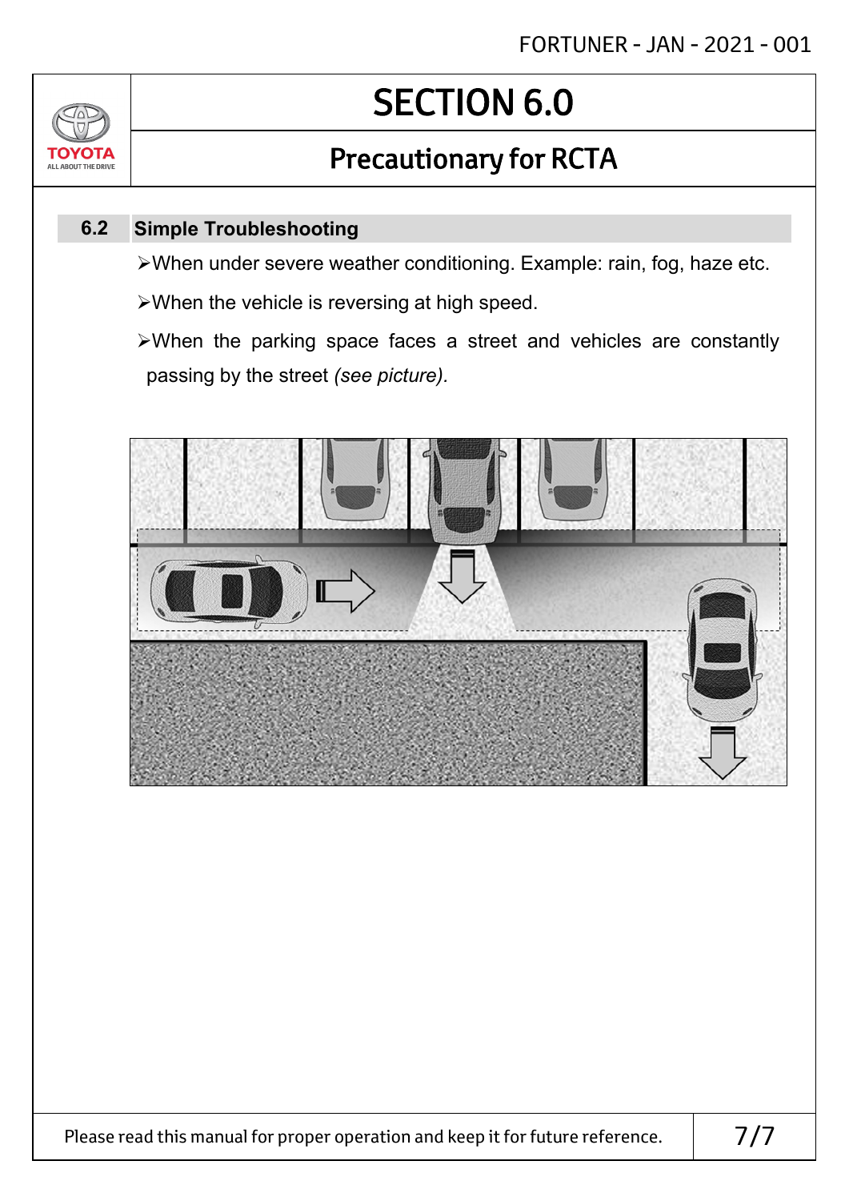# SECTION 6.0

## Precautionary for RCTA

### 6.2 Simple Troubleshooting

- When under severe weather conditioning. Example: rain, fog, haze etc.
- When the vehicle is reversing at high speed.
- When the parking space faces a street and vehicles are constantly passing by the street *(see picture)*.

Please read this manual for proper operation and keep it for future reference.